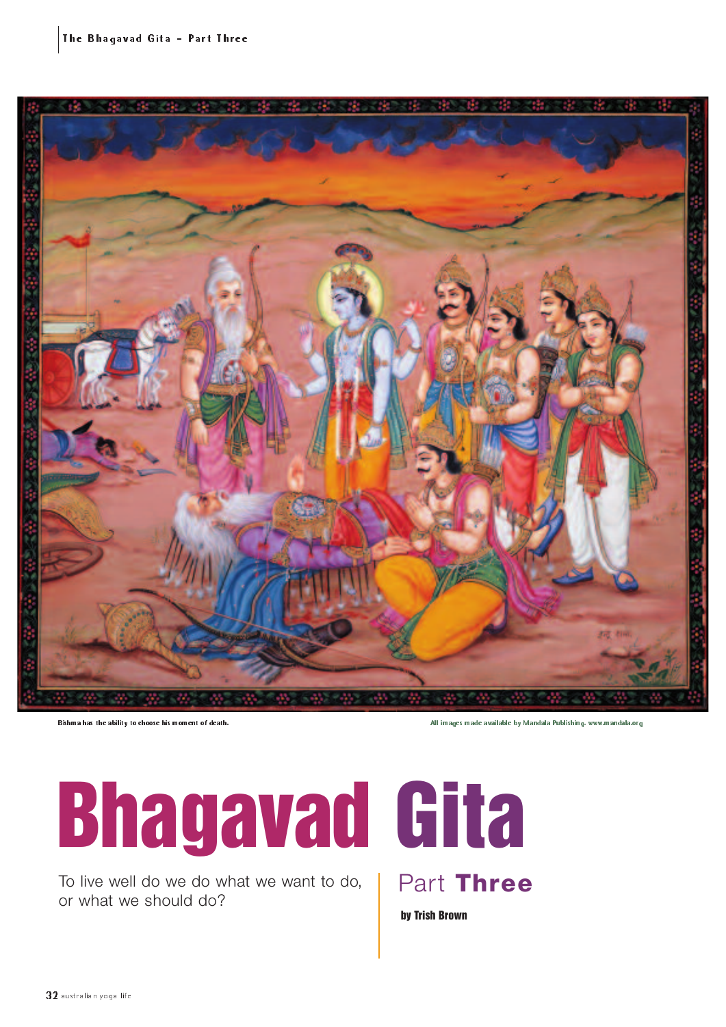Bishma has the ability to choose his moment of death.

All images made available by Mandala Publishing. www.mandala.org

# Bhagavad Gita

To live well do we do what we want to do, or what we should do?

## Part **Three**

**by Trish Brown**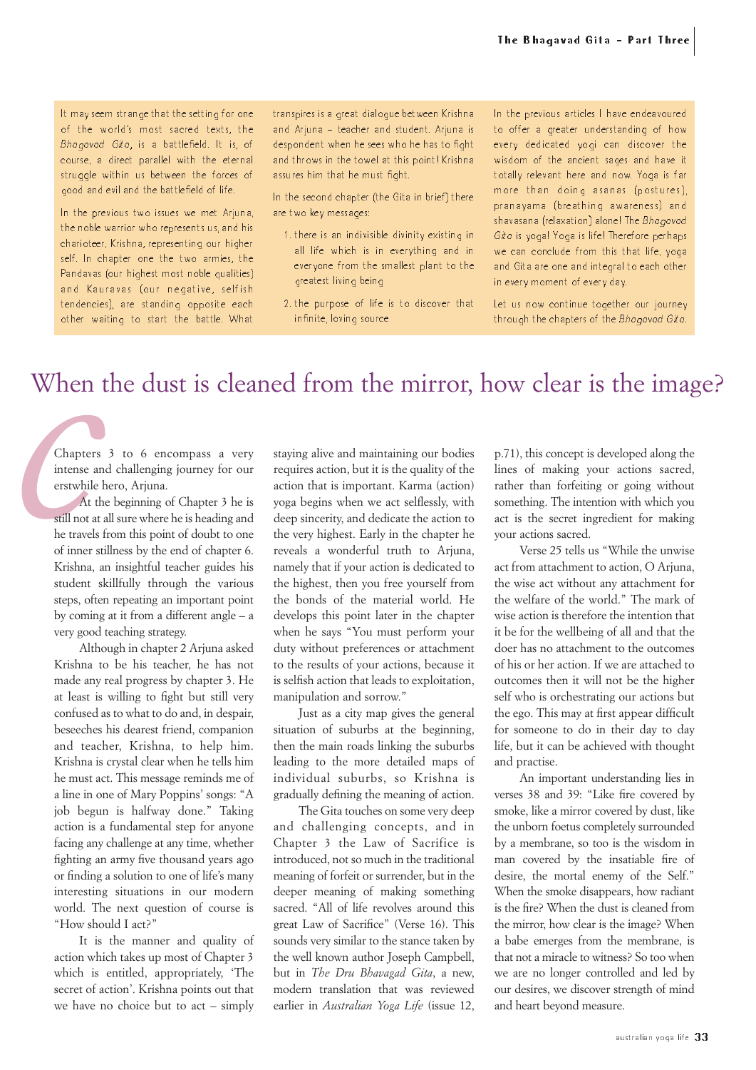It may seem strange that the setting for one of the world's most sacred texts, the *Bhagavad Gita*, is a battlefield. It is, of course, a direct parallel with the eternal struggle within us between the forces of good and evil and the battlefield of life.

In the previous two issues we met Arjuna, the noble warrior who represents us, and his charioteer, Krishna, representing our higher self. In chapter one the two armies, the Pandavas (our highest most noble qualities) and Kauravas (our negative, selfish tendencies), are standing opposite each other waiting to start the battle. What transpires is a great dialogue between Krishna and Arjuna – teacher and student. Arjuna is despondent when he sees who he has to fight and throws in the towel at this point! Krishna assures him that he must fight.

In the second chapter (the Gita in brief) there are two key messages:

1. there is an indivisible divinity existing in all life which is in everything and in everyone from the smallest plant to the greatest living being
2. the purpose of life is to discover that infinite, loving source

In the previous articles I have endeavoured to offer a greater understanding of how every dedicated yogi can discover the wisdom of the ancient sages and have it totally relevant here and now. Yoga is far more than doing asanas (postures), pranayama (breathing awareness) and shavasana (relaxation) alone! The *Bhagavad Gita* is yoga! Yoga is life! Therefore perhaps we can conclude from this that life, yoga and Gita are one and integral to each other in every moment of every day.

Let us now continue together our journey through the chapters of the *Bhagavad Gita*.

# When the dust is cleaned from the mirror, how clear is the image?

Chapters 3 to 6 encompass a very intense and challenging journey for our erstwhile hero, Arjuna.

At the beginning of Chapter 3 he is still not at all sure where he is heading and he travels from this point of doubt to one of inner stillness by the end of chapter 6. Krishna, an insightful teacher guides his student skillfully through the various steps, often repeating an important point by coming at it from a different angle – a very good teaching strategy.

Although in chapter 2 Arjuna asked Krishna to be his teacher, he has not made any real progress by chapter 3. He at least is willing to fight but still very confused as to what to do and, in despair, beseeches his dearest friend, companion and teacher, Krishna, to help him. Krishna is crystal clear when he tells him he must act. This message reminds me of a line in one of Mary Poppins' songs: "A job begun is halfway done." Taking action is a fundamental step for anyone facing any challenge at any time, whether fighting an army five thousand years ago or finding a solution to one of life's many interesting situations in our modern world. The next question of course is "How should I act?"

It is the manner and quality of action which takes up most of Chapter 3 which is entitled, appropriately, 'The secret of action'. Krishna points out that we have no choice but to act – simply staying alive and maintaining our bodies requires action, but it is the quality of the action that is important. Karma (action) yoga begins when we act selflessly, with deep sincerity, and dedicate the action to the very highest. Early in the chapter he reveals a wonderful truth to Arjuna, namely that if your action is dedicated to the highest, then you free yourself from the bonds of the material world. He develops this point later in the chapter when he says "You must perform your duty without preferences or attachment to the results of your actions, because it is selfish action that leads to exploitation, manipulation and sorrow."

Just as a city map gives the general situation of suburbs at the beginning, then the main roads linking the suburbs leading to the more detailed maps of individual suburbs, so Krishna is gradually defining the meaning of action.

The Gita touches on some very deep and challenging concepts, and in Chapter 3 the Law of Sacrifice is introduced, not so much in the traditional meaning of forfeit or surrender, but in the deeper meaning of making something sacred. "All of life revolves around this great Law of Sacrifice" (Verse 16). This sounds very similar to the stance taken by the well known author Joseph Campbell, but in *The Dru Bhagavad Gita*, a new, modern translation that was reviewed earlier in *Australian Yoga Life* (issue 12, p.71), this concept is developed along the lines of making your actions sacred, rather than forfeiting or going without something. The intention with which you act is the secret ingredient for making your actions sacred.

Verse 25 tells us "While the unwise act from attachment to action, O Arjuna, the wise act without any attachment for the welfare of the world." The mark of wise action is therefore the intention that it be for the wellbeing of all and that the doer has no attachment to the outcomes of his or her action. If we are attached to outcomes then it will not be the higher self who is orchestrating our actions but the ego. This may at first appear difficult for someone to do in their day to day life, but it can be achieved with thought and practise.

An important understanding lies in verses 38 and 39: "Like fire covered by smoke, like a mirror covered by dust, like the unborn foetus completely surrounded by a membrane, so too is the wisdom in man covered by the insatiable fire of desire, the mortal enemy of the Self." When the smoke disappears, how radiant is the fire? When the dust is cleaned from the mirror, how clear is the image? When a babe emerges from the membrane, is that not a miracle to witness? So too when we are no longer controlled and led by our desires, we discover strength of mind and heart beyond measure.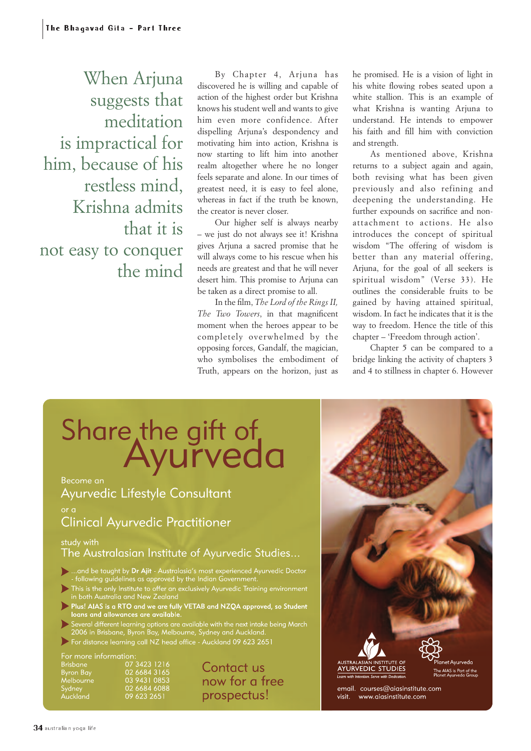> When Arjuna suggests that meditation is impractical for him, because of his restless mind, Krishna admits that it is not easy to conquer the mind

By Chapter 4, Arjuna has discovered he is willing and capable of action of the highest order but Krishna knows his student well and wants to give him even more confidence. After dispelling Arjuna's despondency and motivating him into action, Krishna is now starting to lift him into another realm altogether where he no longer feels separate and alone. In our times of greatest need, it is easy to feel alone, whereas in fact if the truth be known, the creator is never closer.

Our higher self is always nearby – we just do not always see it! Krishna gives Arjuna a sacred promise that he will always come to his rescue when his needs are greatest and that he will never desert him. This promise to Arjuna can be taken as a direct promise to all.

In the film, *The Lord of the Rings II, The Two Towers*, in that magnificent moment when the heroes appear to be completely overwhelmed by the opposing forces, Gandalf, the magician, who symbolises the embodiment of Truth, appears on the horizon, just as he promised. He is a vision of light in his white flowing robes seated upon a white stallion. This is an example of what Krishna is wanting Arjuna to understand. He intends to empower his faith and fill him with conviction and strength.

As mentioned above, Krishna returns to a subject again and again, both revising what has been given previously and also refining and deepening the understanding. He further expounds on sacrifice and non-attachment to actions. He also introduces the concept of spiritual wisdom "The offering of wisdom is better than any material offering, Arjuna, for the goal of all seekers is spiritual wisdom" (Verse 33). He outlines the considerable fruits to be gained by having attained spiritual, wisdom. In fact he indicates that it is the way to freedom. Hence the title of this chapter – 'Freedom through action'.

Chapter 5 can be compared to a bridge linking the activity of chapters 3 and 4 to stillness in chapter 6. However

# Share the gift of Ayurveda

Become an
**Ayurvedic Lifestyle Consultant**
or a
**Clinical Ayurvedic Practitioner**

study with
**The Australasian Institute of Ayurvedic Studies...**

- ...and be taught by **Dr Ajit** - Australasia's most experienced Ayurvedic Doctor - following guidelines as approved by the Indian Government.
- This is the only Institute to offer an exclusively Ayurvedic Training environment in both Australia and New Zealand
- **Plus! AIAS is a RTO and we are fully VETAB and NZQA approved, so Student loans and allowances are available.**
- Several different learning options are available with the next intake being March 2006 in Brisbane, Byron Bay, Melbourne, Sydney and Auckland.
- For distance learning call NZ head office - Auckland 09 623 2651

For more information:

| | |
|---|---|
| Brisbane | 07 3423 1216 |
| Byron Bay | 02 6684 3165 |
| Melbourne | 03 9431 0853 |
| Sydney | 02 6684 6088 |
| Auckland | 09 623 2651 |

Contact us now for a free prospectus!

AUSTRALASIAN INSTITUTE OF AYURVEDIC STUDIES
Learn with Intention. Serve with Dedication.

Planet Ayurveda
The AIAS is Part of the Planet Ayurveda Group

email. courses@aiasinstitute.com
visit. www.aiasinstitute.com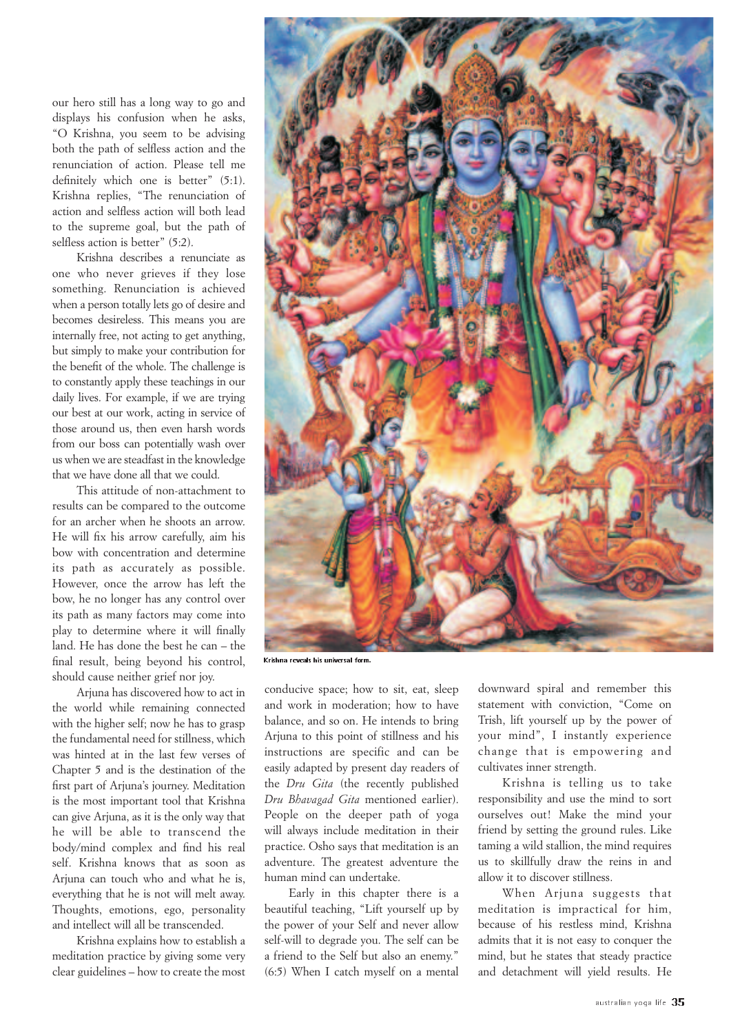our hero still has a long way to go and displays his confusion when he asks, "O Krishna, you seem to be advising both the path of selfless action and the renunciation of action. Please tell me definitely which one is better" (5:1). Krishna replies, "The renunciation of action and selfless action will both lead to the supreme goal, but the path of selfless action is better" (5:2).

Krishna describes a renunciate as one who never grieves if they lose something. Renunciation is achieved when a person totally lets go of desire and becomes desireless. This means you are internally free, not acting to get anything, but simply to make your contribution for the benefit of the whole. The challenge is to constantly apply these teachings in our daily lives. For example, if we are trying our best at our work, acting in service of those around us, then even harsh words from our boss can potentially wash over us when we are steadfast in the knowledge that we have done all that we could.

This attitude of non-attachment to results can be compared to the outcome for an archer when he shoots an arrow. He will fix his arrow carefully, aim his bow with concentration and determine its path as accurately as possible. However, once the arrow has left the bow, he no longer has any control over its path as many factors may come into play to determine where it will finally land. He has done the best he can – the final result, being beyond his control, should cause neither grief nor joy.

Arjuna has discovered how to act in the world while remaining connected with the higher self; now he has to grasp the fundamental need for stillness, which was hinted at in the last few verses of Chapter 5 and is the destination of the first part of Arjuna's journey. Meditation is the most important tool that Krishna can give Arjuna, as it is the only way that he will be able to transcend the body/mind complex and find his real self. Krishna knows that as soon as Arjuna can touch who and what he is, everything that he is not will melt away. Thoughts, emotions, ego, personality and intellect will all be transcended.

Krishna explains how to establish a meditation practice by giving some very clear guidelines – how to create the most conducive space; how to sit, eat, sleep and work in moderation; how to have balance, and so on. He intends to bring Arjuna to this point of stillness and his instructions are specific and can be easily adapted by present day readers of the *Dru Gita* (the recently published *Dru Bhavagad Gita* mentioned earlier). People on the deeper path of yoga will always include meditation in their practice. Osho says that meditation is an adventure. The greatest adventure the human mind can undertake.

Early in this chapter there is a beautiful teaching, "Lift yourself up by the power of your Self and never allow self-will to degrade you. The self can be a friend to the Self but also an enemy." (6:5) When I catch myself on a mental downward spiral and remember this statement with conviction, "Come on Trish, lift yourself up by the power of your mind", I instantly experience change that is empowering and cultivates inner strength.

Krishna is telling us to take responsibility and use the mind to sort ourselves out! Make the mind your friend by setting the ground rules. Like taming a wild stallion, the mind requires us to skillfully draw the reins in and allow it to discover stillness.

When Arjuna suggests that meditation is impractical for him, because of his restless mind, Krishna admits that it is not easy to conquer the mind, but he states that steady practice and detachment will yield results. He

Krishna reveals his universal form.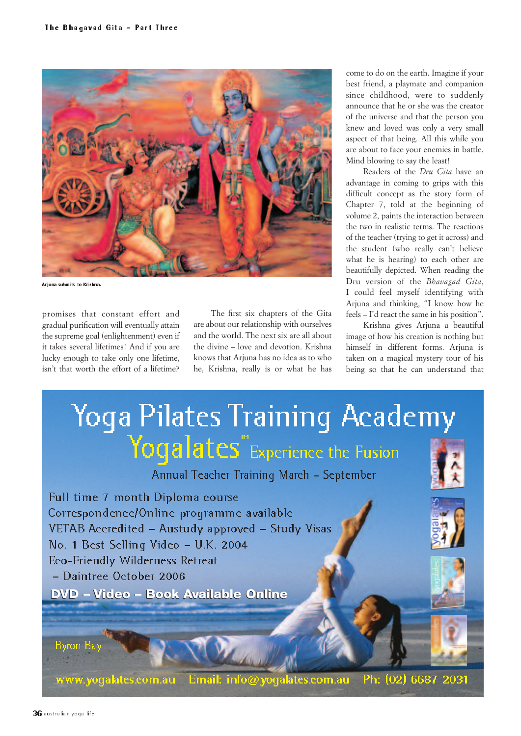Arjuna submits to Krishna.

promises that constant effort and gradual purification will eventually attain the supreme goal (enlightenment) even if it takes several lifetimes! And if you are lucky enough to take only one lifetime, isn't that worth the effort of a lifetime?

The first six chapters of the Gita are about our relationship with ourselves and the world. The next six are all about the divine – love and devotion. Krishna knows that Arjuna has no idea as to who he, Krishna, really is or what he has come to do on the earth. Imagine if your best friend, a playmate and companion since childhood, were to suddenly announce that he or she was the creator of the universe and that the person you knew and loved was only a very small aspect of that being. All this while you are about to face your enemies in battle. Mind blowing to say the least!

Readers of the *Dru Gita* have an advantage in coming to grips with this difficult concept as the story form of Chapter 7, told at the beginning of volume 2, paints the interaction between the two in realistic terms. The reactions of the teacher (trying to get it across) and the student (who really can't believe what he is hearing) to each other are beautifully depicted. When reading the Dru version of the *Bhavagad Gita*, I could feel myself identifying with Arjuna and thinking, "I know how he feels – I'd react the same in his position".

Krishna gives Arjuna a beautiful image of how his creation is nothing but himself in different forms. Arjuna is taken on a magical mystery tour of his being so that he can understand that

Yoga Pilates Training Academy

Yogalates™ Experience the Fusion

Annual Teacher Training March – September

Full time 7 month Diploma course
Correspondence/Online programme available
VETAB Accredited – Austudy approved – Study Visas
No. 1 Best Selling Video – U.K. 2004
Eco-Friendly Wilderness Retreat
– Daintree October 2006

**DVD – Video – Book Available Online**

Byron Bay

www.yogalates.com.au Email: info@yogalates.com.au Ph: (02) 6687 2031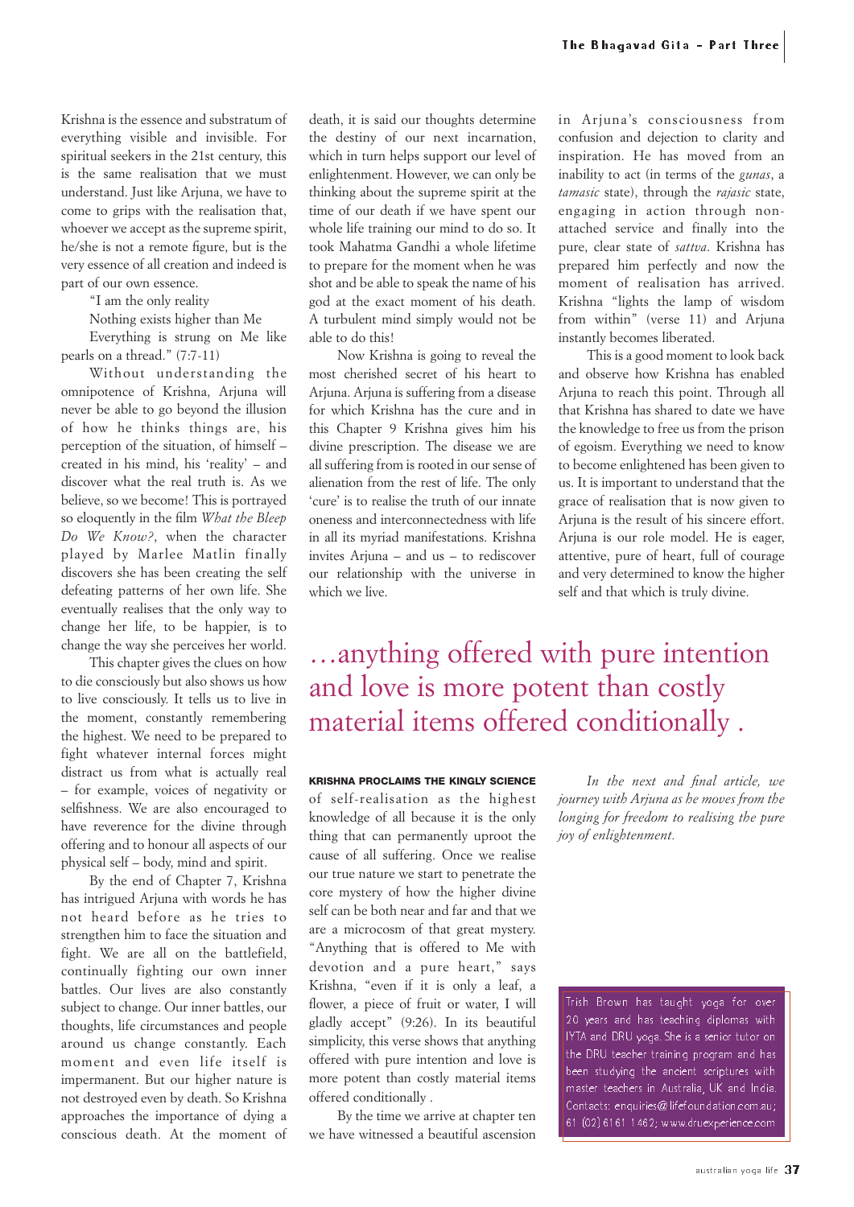Krishna is the essence and substratum of everything visible and invisible. For spiritual seekers in the 21st century, this is the same realisation that we must understand. Just like Arjuna, we have to come to grips with the realisation that, whoever we accept as the supreme spirit, he/she is not a remote figure, but is the very essence of all creation and indeed is part of our own essence.

"I am the only reality
Nothing exists higher than Me
Everything is strung on Me like pearls on a thread." (7:7-11)

Without understanding the omnipotence of Krishna, Arjuna will never be able to go beyond the illusion of how he thinks things are, his perception of the situation, of himself – created in his mind, his 'reality' – and discover what the real truth is. As we believe, so we become! This is portrayed so eloquently in the film *What the Bleep Do We Know?*, when the character played by Marlee Matlin finally discovers she has been creating the self defeating patterns of her own life. She eventually realises that the only way to change her life, to be happier, is to change the way she perceives her world.

This chapter gives the clues on how to die consciously but also shows us how to live consciously. It tells us to live in the moment, constantly remembering the highest. We need to be prepared to fight whatever internal forces might distract us from what is actually real – for example, voices of negativity or selfishness. We are also encouraged to have reverence for the divine through offering and to honour all aspects of our physical self – body, mind and spirit.

By the end of Chapter 7, Krishna has intrigued Arjuna with words he has not heard before as he tries to strengthen him to face the situation and fight. We are all on the battlefield, continually fighting our own inner battles. Our lives are also constantly subject to change. Our inner battles, our thoughts, life circumstances and people around us change constantly. Each moment and even life itself is impermanent. But our higher nature is not destroyed even by death. So Krishna approaches the importance of dying a conscious death. At the moment of death, it is said our thoughts determine the destiny of our next incarnation, which in turn helps support our level of enlightenment. However, we can only be thinking about the supreme spirit at the time of our death if we have spent our whole life training our mind to do so. It took Mahatma Gandhi a whole lifetime to prepare for the moment when he was shot and be able to speak the name of his god at the exact moment of his death. A turbulent mind simply would not be able to do this!

Now Krishna is going to reveal the most cherished secret of his heart to Arjuna. Arjuna is suffering from a disease for which Krishna has the cure and in this Chapter 9 Krishna gives him his divine prescription. The disease we are all suffering from is rooted in our sense of alienation from the rest of life. The only 'cure' is to realise the truth of our innate oneness and interconnectedness with life in all its myriad manifestations. Krishna invites Arjuna – and us – to rediscover our relationship with the universe in which we live.

in Arjuna's consciousness from confusion and dejection to clarity and inspiration. He has moved from an inability to act (in terms of the *gunas*, a *tamasic* state), through the *rajasic* state, engaging in action through non-attached service and finally into the pure, clear state of *sattva*. Krishna has prepared him perfectly and now the moment of realisation has arrived. Krishna "lights the lamp of wisdom from within" (verse 11) and Arjuna instantly becomes liberated.

This is a good moment to look back and observe how Krishna has enabled Arjuna to reach this point. Through all that Krishna has shared to date we have the knowledge to free us from the prison of egoism. Everything we need to know to become enlightened has been given to us. It is important to understand that the grace of realisation that is now given to Arjuna is the result of his sincere effort. Arjuna is our role model. He is eager, attentive, pure of heart, full of courage and very determined to know the higher self and that which is truly divine.

> …anything offered with pure intention and love is more potent than costly material items offered conditionally .

**KRISHNA PROCLAIMS THE KINGLY SCIENCE** of self-realisation as the highest knowledge of all because it is the only thing that can permanently uproot the cause of all suffering. Once we realise our true nature we start to penetrate the core mystery of how the higher divine self can be both near and far and that we are a microcosm of that great mystery. "Anything that is offered to Me with devotion and a pure heart," says Krishna, "even if it is only a leaf, a flower, a piece of fruit or water, I will gladly accept" (9:26). In its beautiful simplicity, this verse shows that anything offered with pure intention and love is more potent than costly material items offered conditionally .

By the time we arrive at chapter ten we have witnessed a beautiful ascension

*In the next and final article, we journey with Arjuna as he moves from the longing for freedom to realising the pure joy of enlightenment.*

Trish Brown has taught yoga for over 20 years and has teaching diplomas with IYTA and DRU yoga. She is a senior tutor on the DRU teacher training program and has been studying the ancient scriptures with master teachers in Australia, UK and India. Contacts: enquiries@lifefoundation.com.au; 61 (02) 6161 1462; www.druexperience.com